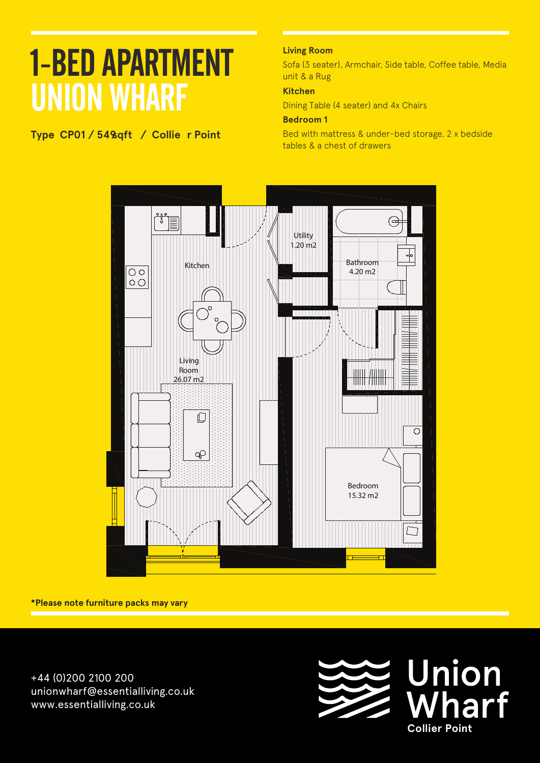# 1-BED APARTMENT
# UNION WHARF

**Type CP01 / 549sqft / Collier Point**

**Living Room**

Sofa (3 seater), Armchair, Side table, Coffee table, Media unit & a Rug

**Kitchen**

Dining Table (4 seater) and 4x Chairs

**Bedroom 1**

Bed with mattress & under-bed storage, 2 x bedside tables & a chest of drawers

Kitchen

Utility
1.20 m2

Bathroom
4.20 m2

Living Room
26.07 m2

Bedroom
15.32 m2

**\*Please note furniture packs may vary**

+44 (0)200 2100 200
unionwharf@essentialliving.co.uk
www.essentialliving.co.uk

Union Wharf
**Collier Point**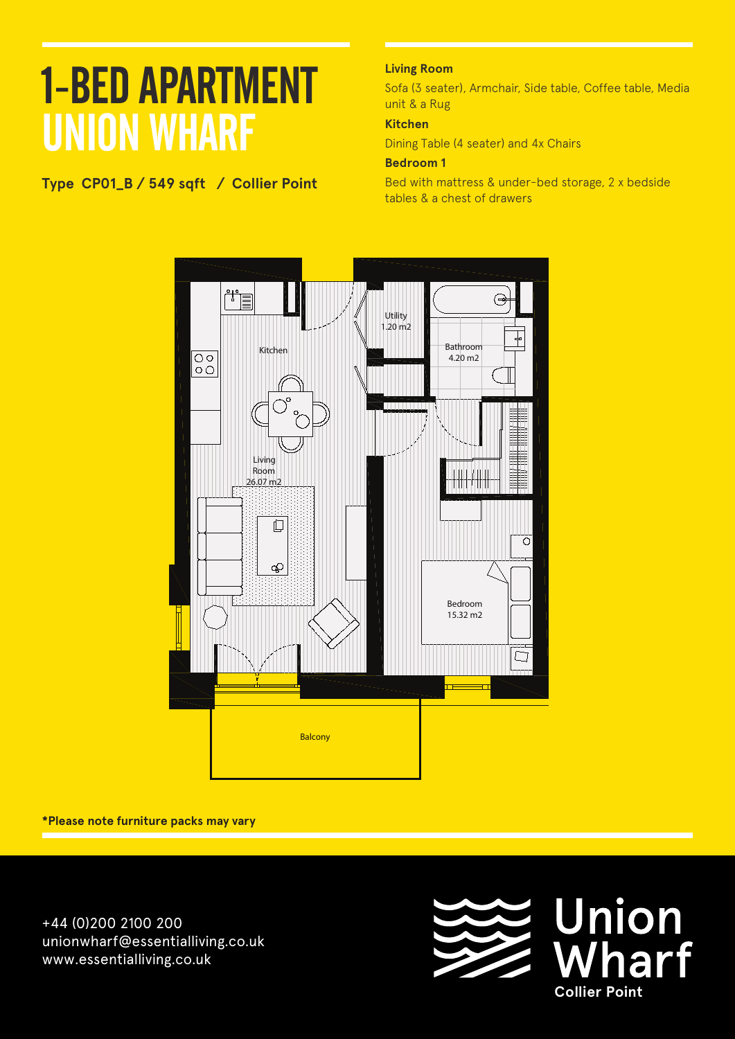# 1-BED APARTMENT UNION WHARF

**Type CP01_B / 549 sqft / Collier Point**

**Living Room**

Sofa (3 seater), Armchair, Side table, Coffee table, Media unit & a Rug

**Kitchen**

Dining Table (4 seater) and 4x Chairs

**Bedroom 1**

Bed with mattress & under-bed storage, 2 x bedside tables & a chest of drawers

Kitchen

Living Room 26.07 m2

Utility 1.20 m2

Bathroom 4.20 m2

Bedroom 15.32 m2

Balcony

**\*Please note furniture packs may vary**

+44 (0)200 2100 200
unionwharf@essentialliving.co.uk
www.essentialliving.co.uk

Union Wharf
**Collier Point**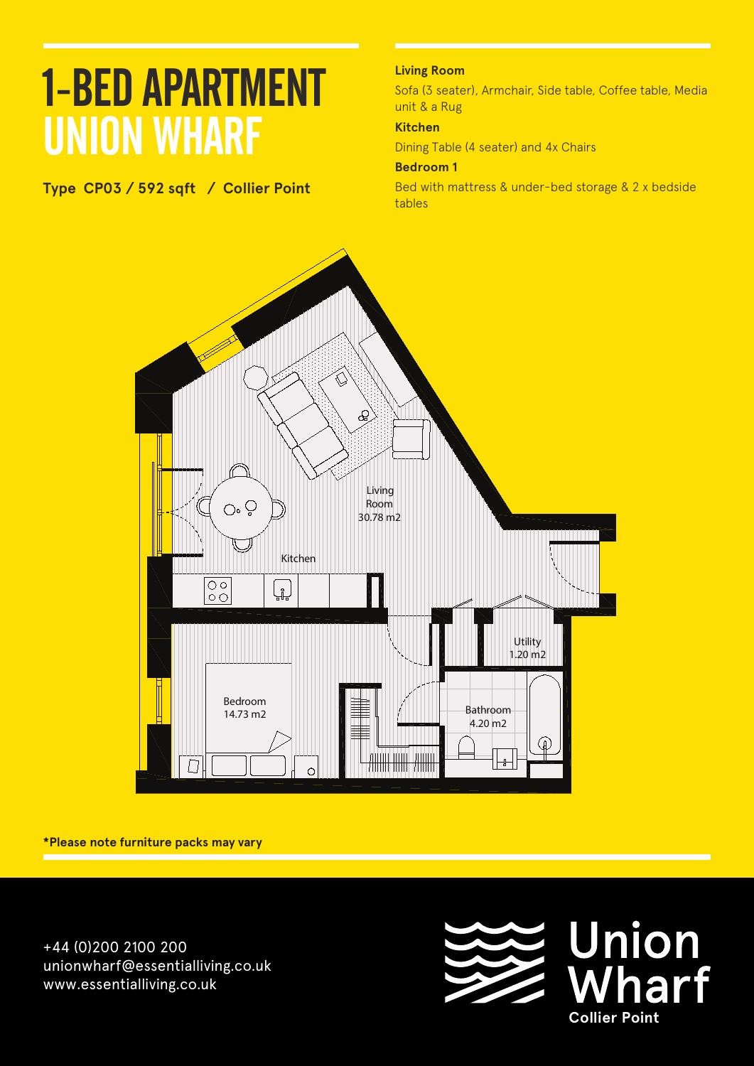# 1-BED APARTMENT UNION WHARF

**Type CP03 / 592 sqft / Collier Point**

**Living Room**

Sofa (3 seater), Armchair, Side table, Coffee table, Media unit & a Rug

**Kitchen**

Dining Table (4 seater) and 4x Chairs

**Bedroom 1**

Bed with mattress & under-bed storage & 2 x bedside tables

Living Room 30.78 m2

Kitchen

Utility 1.20 m2

Bedroom 14.73 m2

Bathroom 4.20 m2

**\*Please note furniture packs may vary**

+44 (0)200 2100 200
unionwharf@essentialliving.co.uk
www.essentialliving.co.uk

Union Wharf
Collier Point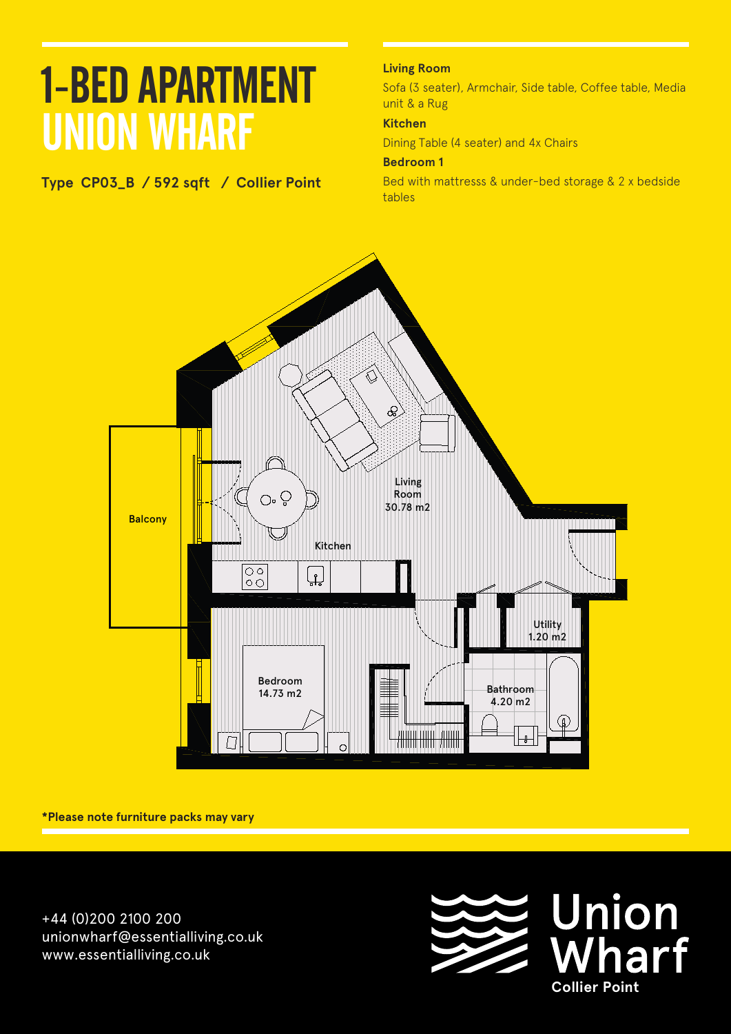# 1-BED APARTMENT UNION WHARF

**Type CP03_B / 592 sqft / Collier Point**

**Living Room**

Sofa (3 seater), Armchair, Side table, Coffee table, Media unit & a Rug

**Kitchen**

Dining Table (4 seater) and 4x Chairs

**Bedroom 1**

Bed with mattresss & under-bed storage & 2 x bedside tables

Balcony

Living Room 30.78 m2

Kitchen

Utility 1.20 m2

Bedroom 14.73 m2

Bathroom 4.20 m2

**\*Please note furniture packs may vary**

+44 (0)200 2100 200
unionwharf@essentialliving.co.uk
www.essentialliving.co.uk

Union Wharf
**Collier Point**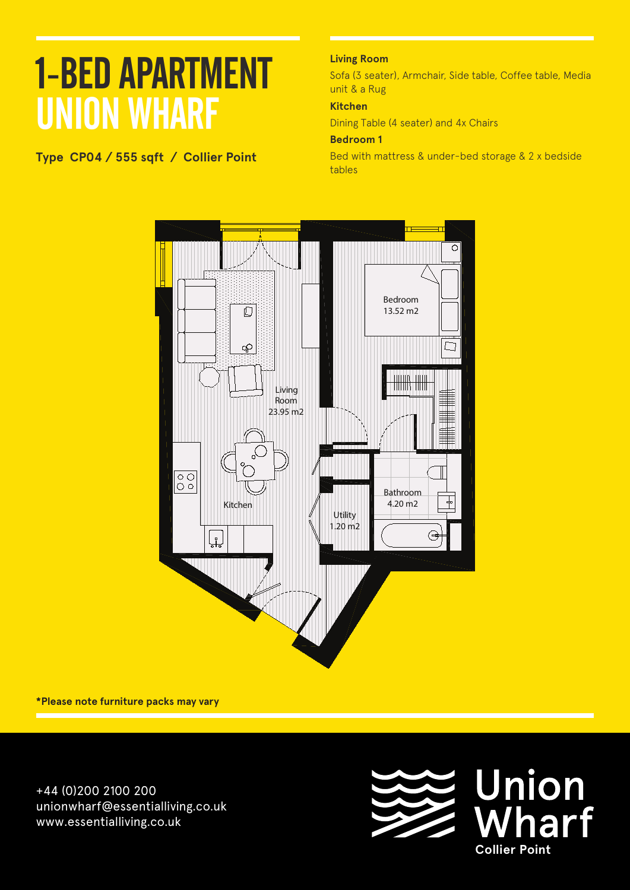# 1-BED APARTMENT UNION WHARF

**Type CP04 / 555 sqft / Collier Point**

**Living Room**

Sofa (3 seater), Armchair, Side table, Coffee table, Media unit & a Rug

**Kitchen**

Dining Table (4 seater) and 4x Chairs

**Bedroom 1**

Bed with mattress & under-bed storage & 2 x bedside tables

Living Room 23.95 m2

Kitchen

Bedroom 13.52 m2

Bathroom 4.20 m2

Utility 1.20 m2

**\*Please note furniture packs may vary**

+44 (0)200 2100 200
unionwharf@essentialliving.co.uk
www.essentialliving.co.uk

Union Wharf
**Collier Point**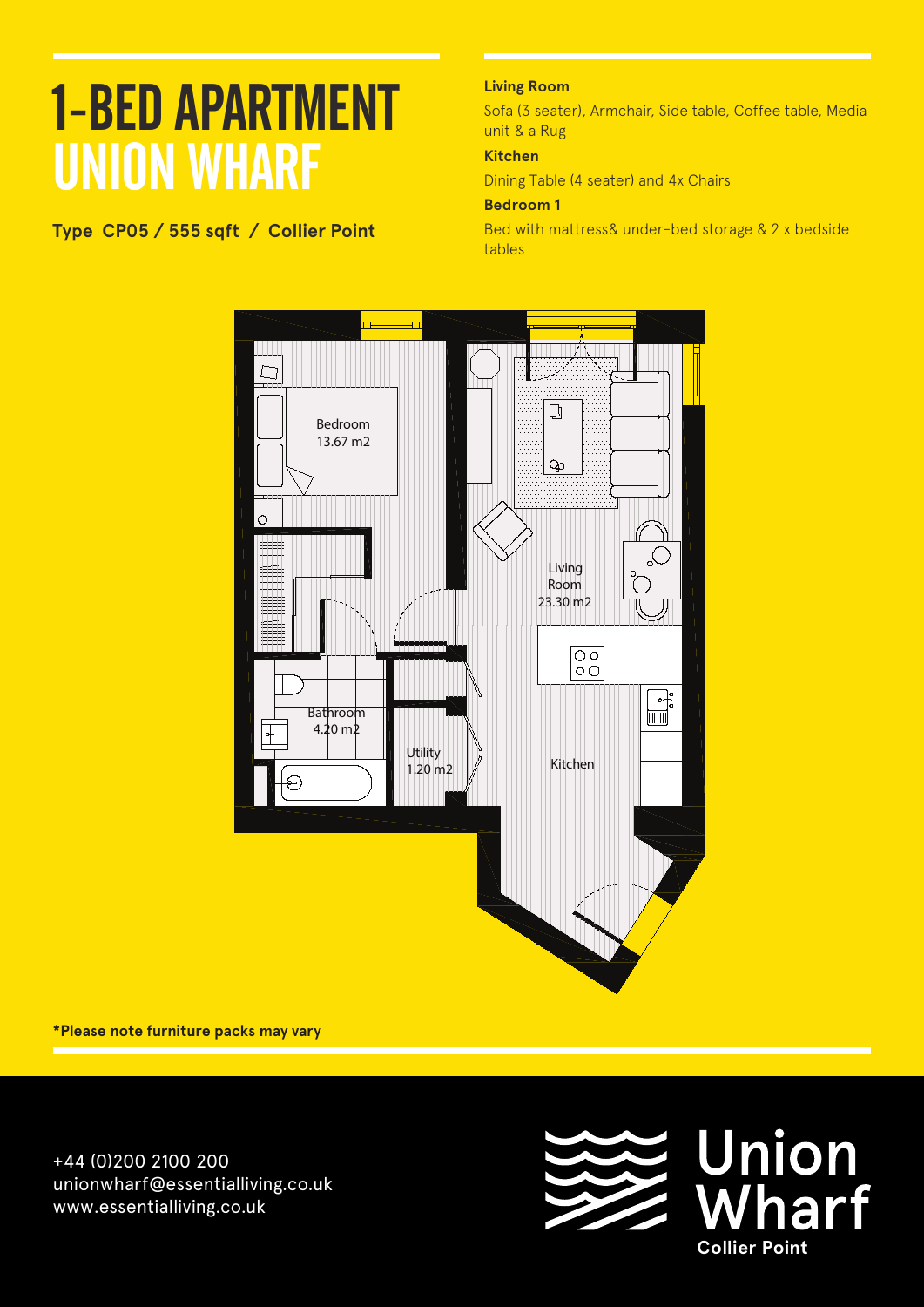# 1-BED APARTMENT
# UNION WHARF

**Type CP05 / 555 sqft / Collier Point**

**Living Room**

Sofa (3 seater), Armchair, Side table, Coffee table, Media unit & a Rug

**Kitchen**

Dining Table (4 seater) and 4x Chairs

**Bedroom 1**

Bed with mattress& under-bed storage & 2 x bedside tables

Bedroom 13.67 m2

Living Room 23.30 m2

Bathroom 4.20 m2

Utility 1.20 m2

Kitchen

**\*Please note furniture packs may vary**

+44 (0)200 2100 200
unionwharf@essentialliving.co.uk
www.essentialliving.co.uk

Union Wharf
Collier Point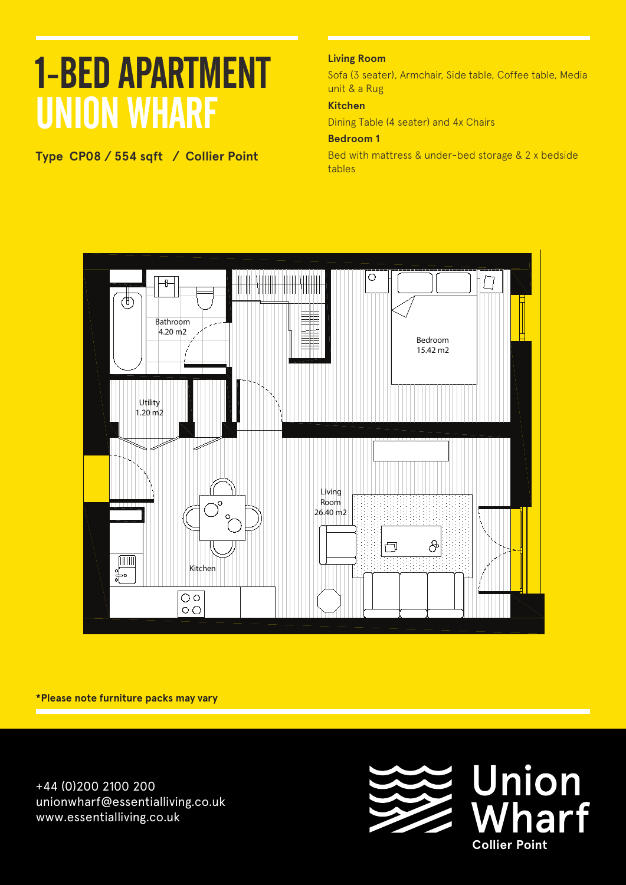# 1-BED APARTMENT
# UNION WHARF

**Type CP08 / 554 sqft / Collier Point**

**Living Room**

Sofa (3 seater), Armchair, Side table, Coffee table, Media unit & a Rug

**Kitchen**

Dining Table (4 seater) and 4x Chairs

**Bedroom 1**

Bed with mattress & under-bed storage & 2 x bedside tables

Bathroom
4.20 m2

Bedroom
15.42 m2

Utility
1.20 m2

Living Room
26.40 m2

Kitchen

**\*Please note furniture packs may vary**

+44 (0)200 2100 200
unionwharf@essentialliving.co.uk
www.essentialliving.co.uk

Union Wharf
**Collier Point**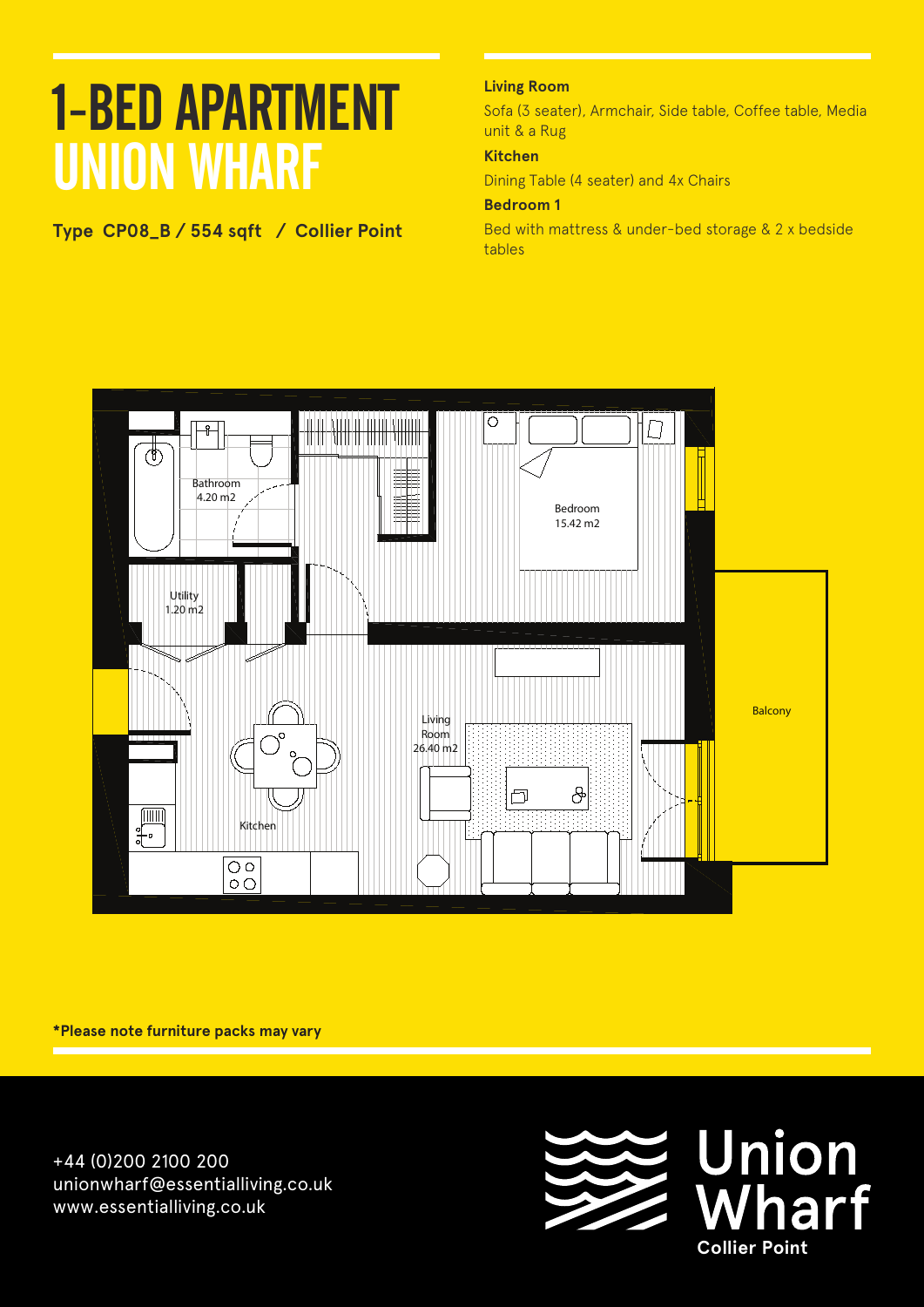# 1-BED APARTMENT
# UNION WHARF

**Type CP08_B / 554 sqft / Collier Point**

**Living Room**

Sofa (3 seater), Armchair, Side table, Coffee table, Media unit & a Rug

**Kitchen**

Dining Table (4 seater) and 4x Chairs

**Bedroom 1**

Bed with mattress & under-bed storage & 2 x bedside tables

Bathroom
4.20 m2

Bedroom
15.42 m2

Utility
1.20 m2

Living
Room
26.40 m2

Balcony

Kitchen

**\*Please note furniture packs may vary**

+44 (0)200 2100 200
unionwharf@essentialliving.co.uk
www.essentialliving.co.uk

Union Wharf
**Collier Point**